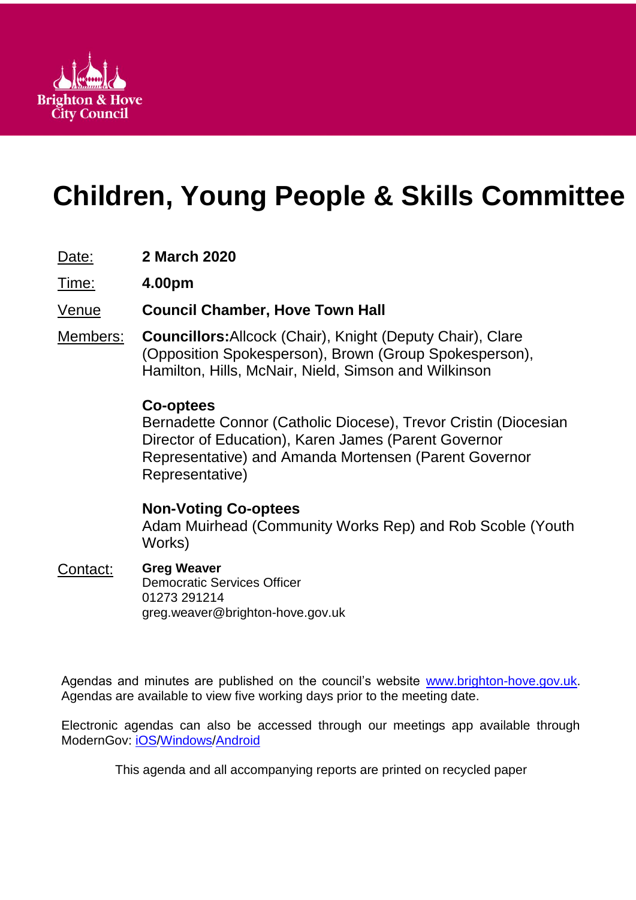Brighton & Hove City Council

# Children, Young People & Skills Committee

| | |
|---|---|
| Date: | **2 March 2020** |
| Time: | **4.00pm** |
| Venue | **Council Chamber, Hove Town Hall** |
| Members: | **Councillors:** Allcock (Chair), Knight (Deputy Chair), Clare (Opposition Spokesperson), Brown (Group Spokesperson), Hamilton, Hills, McNair, Nield, Simson and Wilkinson |
| | **Co-optees**<br>Bernadette Connor (Catholic Diocese), Trevor Cristin (Diocesian Director of Education), Karen James (Parent Governor Representative) and Amanda Mortensen (Parent Governor Representative) |
| | **Non-Voting Co-optees**<br>Adam Muirhead (Community Works Rep) and Rob Scoble (Youth Works) |
| Contact: | **Greg Weaver**<br>Democratic Services Officer<br>01273 291214<br>greg.weaver@brighton-hove.gov.uk |

Agendas and minutes are published on the council's website [www.brighton-hove.gov.uk](www.brighton-hove.gov.uk). Agendas are available to view five working days prior to the meeting date.

Electronic agendas can also be accessed through our meetings app available through ModernGov: iOS/Windows/Android

This agenda and all accompanying reports are printed on recycled paper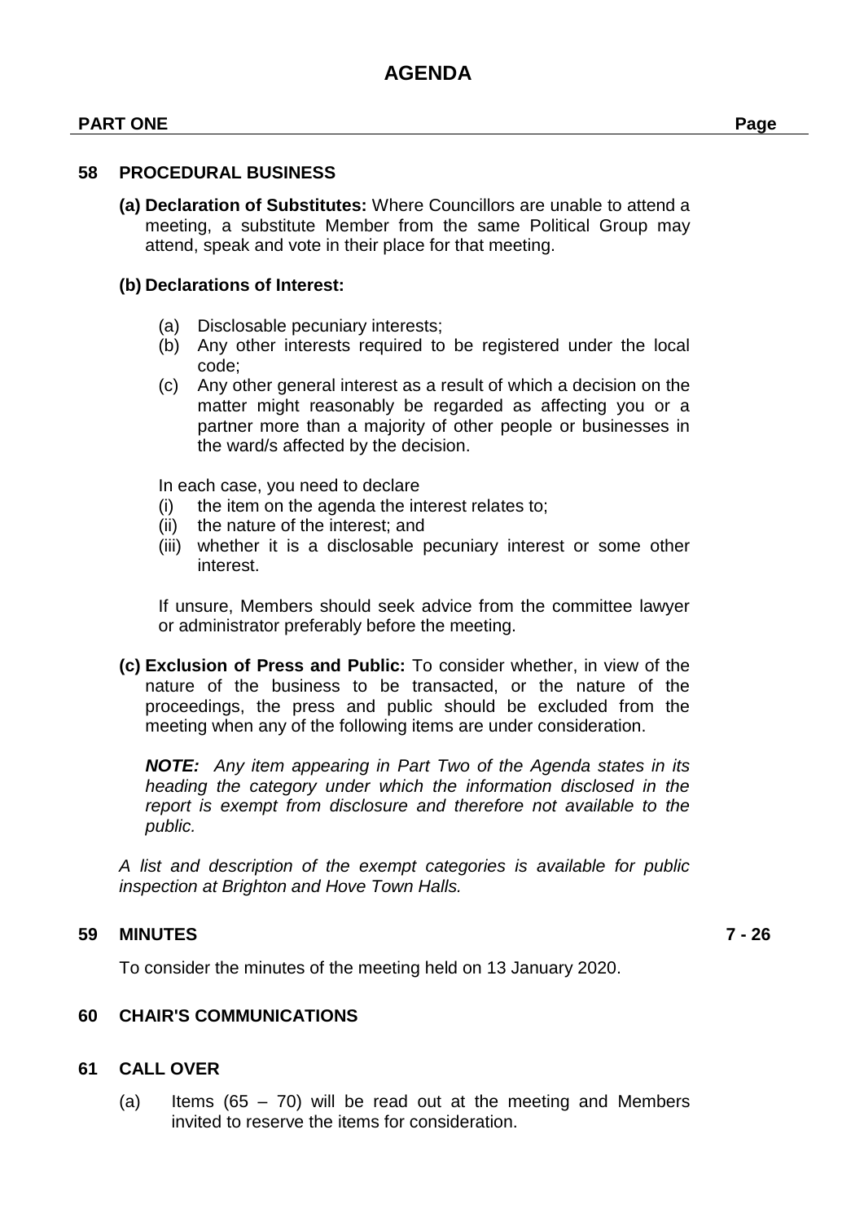# AGENDA

**PART ONE** **Page**

## 58 PROCEDURAL BUSINESS

**(a) Declaration of Substitutes:** Where Councillors are unable to attend a meeting, a substitute Member from the same Political Group may attend, speak and vote in their place for that meeting.

**(b) Declarations of Interest:**

(a) Disclosable pecuniary interests;
(b) Any other interests required to be registered under the local code;
(c) Any other general interest as a result of which a decision on the matter might reasonably be regarded as affecting you or a partner more than a majority of other people or businesses in the ward/s affected by the decision.

In each case, you need to declare
(i) the item on the agenda the interest relates to;
(ii) the nature of the interest; and
(iii) whether it is a disclosable pecuniary interest or some other interest.

If unsure, Members should seek advice from the committee lawyer or administrator preferably before the meeting.

**(c) Exclusion of Press and Public:** To consider whether, in view of the nature of the business to be transacted, or the nature of the proceedings, the press and public should be excluded from the meeting when any of the following items are under consideration.

***NOTE:*** *Any item appearing in Part Two of the Agenda states in its heading the category under which the information disclosed in the report is exempt from disclosure and therefore not available to the public.*

*A list and description of the exempt categories is available for public inspection at Brighton and Hove Town Halls.*

## 59 MINUTES **7 - 26**

To consider the minutes of the meeting held on 13 January 2020.

## 60 CHAIR'S COMMUNICATIONS

## 61 CALL OVER

(a) Items (65 – 70) will be read out at the meeting and Members invited to reserve the items for consideration.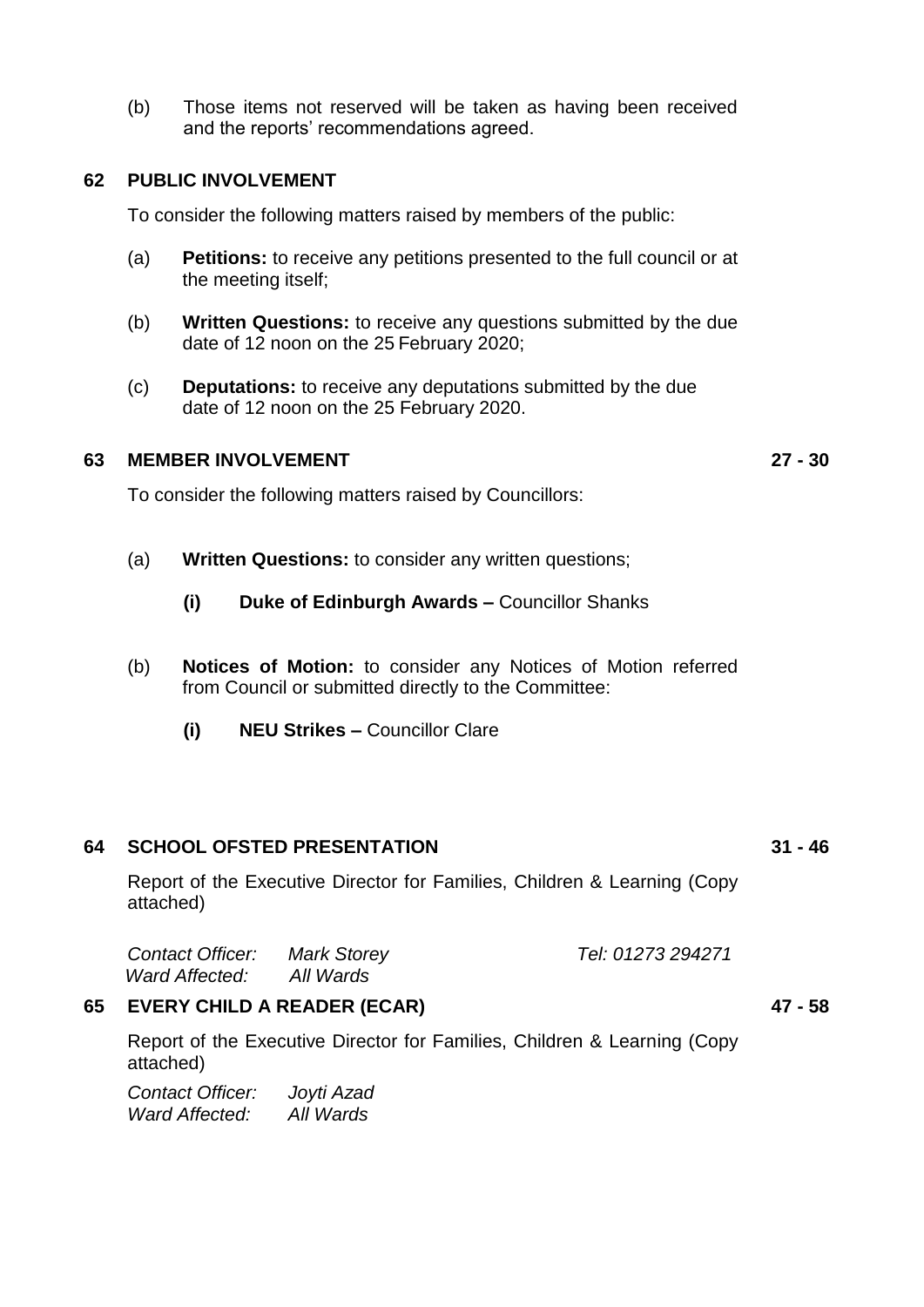(b) Those items not reserved will be taken as having been received and the reports' recommendations agreed.

## 62 PUBLIC INVOLVEMENT

To consider the following matters raised by members of the public:

(a) **Petitions:** to receive any petitions presented to the full council or at the meeting itself;

(b) **Written Questions:** to receive any questions submitted by the due date of 12 noon on the 25 February 2020;

(c) **Deputations:** to receive any deputations submitted by the due date of 12 noon on the 25 February 2020.

## 63 MEMBER INVOLVEMENT — 27 - 30

To consider the following matters raised by Councillors:

(a) **Written Questions:** to consider any written questions;

- **(i) Duke of Edinburgh Awards –** Councillor Shanks

(b) **Notices of Motion:** to consider any Notices of Motion referred from Council or submitted directly to the Committee:

- **(i) NEU Strikes –** Councillor Clare

## 64 SCHOOL OFSTED PRESENTATION — 31 - 46

Report of the Executive Director for Families, Children & Learning (Copy attached)

*Contact Officer: Mark Storey* *Tel: 01273 294271*
*Ward Affected: All Wards*

## 65 EVERY CHILD A READER (ECAR) — 47 - 58

Report of the Executive Director for Families, Children & Learning (Copy attached)

*Contact Officer: Joyti Azad*
*Ward Affected: All Wards*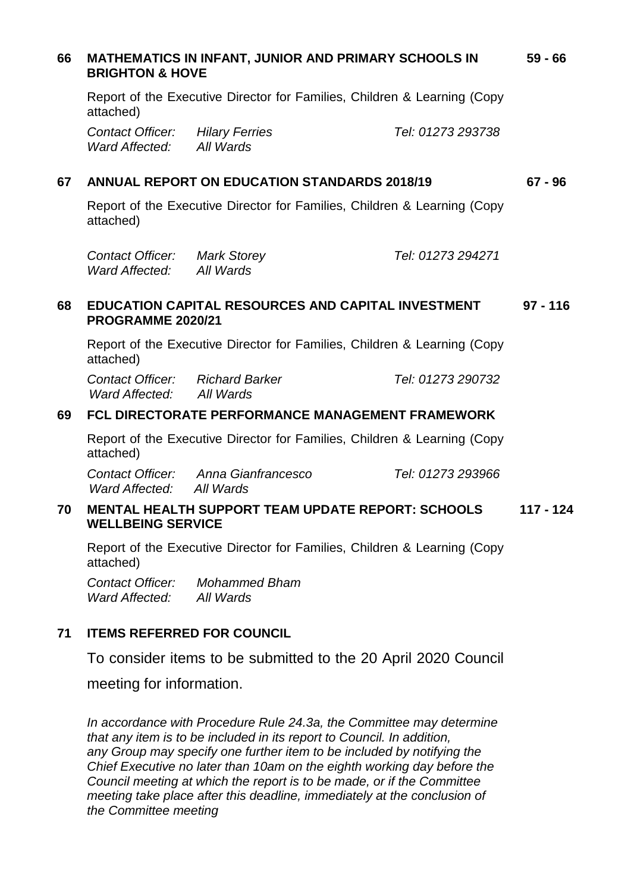## 66 MATHEMATICS IN INFANT, JUNIOR AND PRIMARY SCHOOLS IN BRIGHTON & HOVE — 59 - 66

Report of the Executive Director for Families, Children & Learning (Copy attached)

*Contact Officer:* *Hilary Ferries* *Tel: 01273 293738*
*Ward Affected:* *All Wards*

## 67 ANNUAL REPORT ON EDUCATION STANDARDS 2018/19 — 67 - 96

Report of the Executive Director for Families, Children & Learning (Copy attached)

*Contact Officer:* *Mark Storey* *Tel: 01273 294271*
*Ward Affected:* *All Wards*

## 68 EDUCATION CAPITAL RESOURCES AND CAPITAL INVESTMENT PROGRAMME 2020/21 — 97 - 116

Report of the Executive Director for Families, Children & Learning (Copy attached)

*Contact Officer:* *Richard Barker* *Tel: 01273 290732*
*Ward Affected:* *All Wards*

## 69 FCL DIRECTORATE PERFORMANCE MANAGEMENT FRAMEWORK

Report of the Executive Director for Families, Children & Learning (Copy attached)

*Contact Officer:* *Anna Gianfrancesco* *Tel: 01273 293966*
*Ward Affected:* *All Wards*

## 70 MENTAL HEALTH SUPPORT TEAM UPDATE REPORT: SCHOOLS WELLBEING SERVICE — 117 - 124

Report of the Executive Director for Families, Children & Learning (Copy attached)

*Contact Officer:* *Mohammed Bham*
*Ward Affected:* *All Wards*

## 71 ITEMS REFERRED FOR COUNCIL

To consider items to be submitted to the 20 April 2020 Council meeting for information.

*In accordance with Procedure Rule 24.3a, the Committee may determine that any item is to be included in its report to Council. In addition, any Group may specify one further item to be included by notifying the Chief Executive no later than 10am on the eighth working day before the Council meeting at which the report is to be made, or if the Committee meeting take place after this deadline, immediately at the conclusion of the Committee meeting*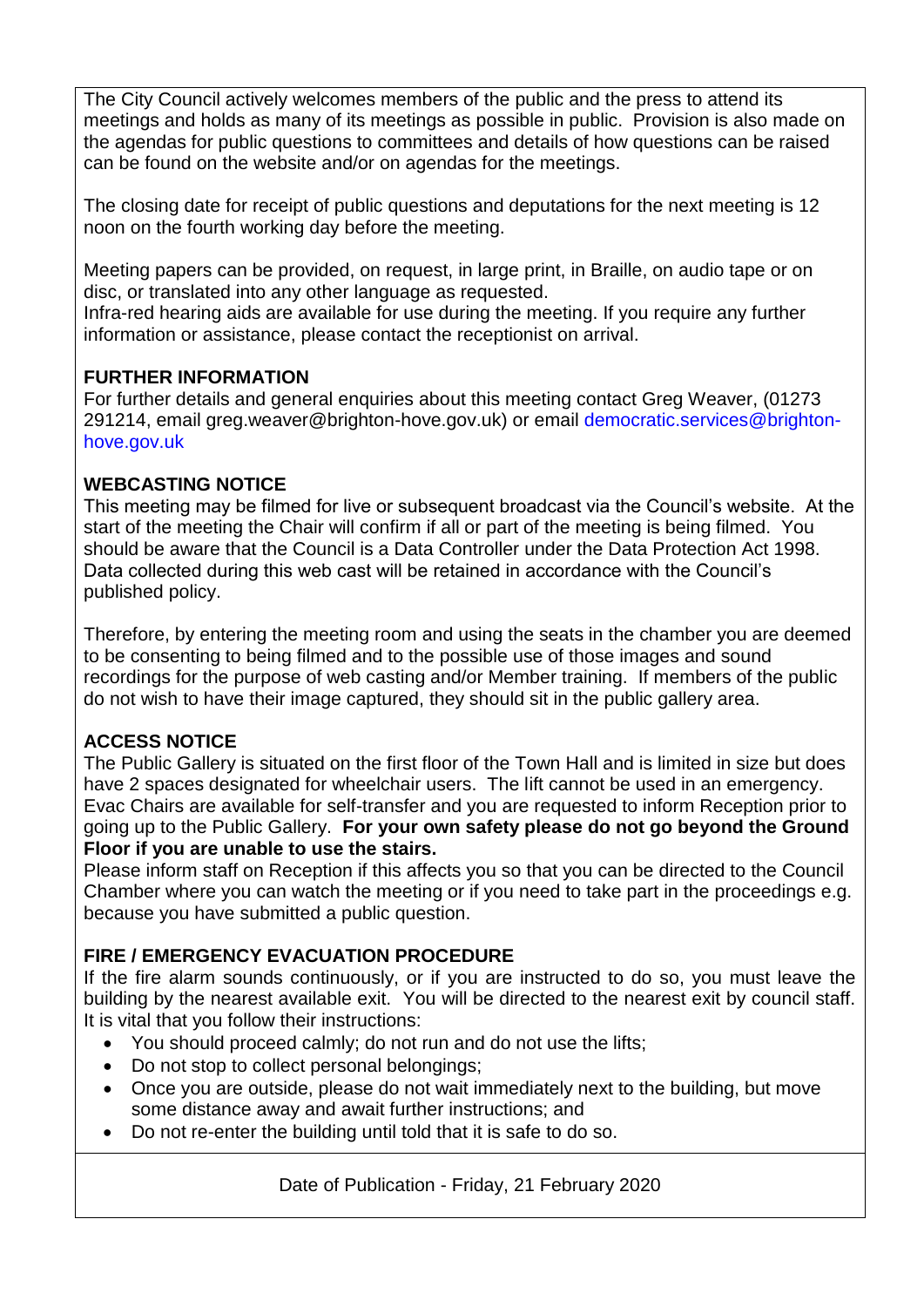The City Council actively welcomes members of the public and the press to attend its meetings and holds as many of its meetings as possible in public. Provision is also made on the agendas for public questions to committees and details of how questions can be raised can be found on the website and/or on agendas for the meetings.

The closing date for receipt of public questions and deputations for the next meeting is 12 noon on the fourth working day before the meeting.

Meeting papers can be provided, on request, in large print, in Braille, on audio tape or on disc, or translated into any other language as requested.
Infra-red hearing aids are available for use during the meeting. If you require any further information or assistance, please contact the receptionist on arrival.

**FURTHER INFORMATION**
For further details and general enquiries about this meeting contact Greg Weaver, (01273 291214, email greg.weaver@brighton-hove.gov.uk) or email democratic.services@brighton-hove.gov.uk

**WEBCASTING NOTICE**
This meeting may be filmed for live or subsequent broadcast via the Council's website. At the start of the meeting the Chair will confirm if all or part of the meeting is being filmed. You should be aware that the Council is a Data Controller under the Data Protection Act 1998. Data collected during this web cast will be retained in accordance with the Council's published policy.

Therefore, by entering the meeting room and using the seats in the chamber you are deemed to be consenting to being filmed and to the possible use of those images and sound recordings for the purpose of web casting and/or Member training. If members of the public do not wish to have their image captured, they should sit in the public gallery area.

**ACCESS NOTICE**
The Public Gallery is situated on the first floor of the Town Hall and is limited in size but does have 2 spaces designated for wheelchair users. The lift cannot be used in an emergency. Evac Chairs are available for self-transfer and you are requested to inform Reception prior to going up to the Public Gallery. **For your own safety please do not go beyond the Ground Floor if you are unable to use the stairs.**
Please inform staff on Reception if this affects you so that you can be directed to the Council Chamber where you can watch the meeting or if you need to take part in the proceedings e.g. because you have submitted a public question.

**FIRE / EMERGENCY EVACUATION PROCEDURE**
If the fire alarm sounds continuously, or if you are instructed to do so, you must leave the building by the nearest available exit. You will be directed to the nearest exit by council staff. It is vital that you follow their instructions:

- You should proceed calmly; do not run and do not use the lifts;
- Do not stop to collect personal belongings;
- Once you are outside, please do not wait immediately next to the building, but move some distance away and await further instructions; and
- Do not re-enter the building until told that it is safe to do so.

Date of Publication - Friday, 21 February 2020